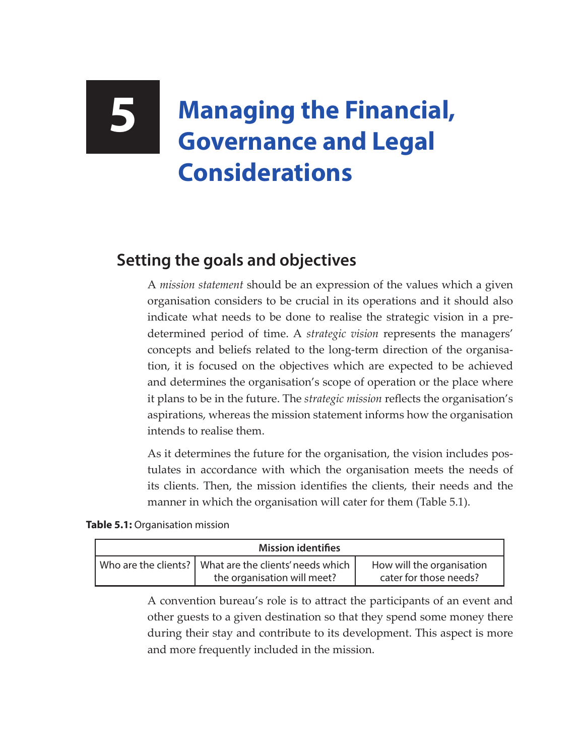# 5 Managing the Financial, Governance and Legal Considerations

## Setting the goals and objectives

A *mission statement* should be an expression of the values which a given organisation considers to be crucial in its operations and it should also indicate what needs to be done to realise the strategic vision in a predetermined period of time. A *strategic vision* represents the managers' concepts and beliefs related to the long-term direction of the organisation, it is focused on the objectives which are expected to be achieved and determines the organisation's scope of operation or the place where it plans to be in the future. The *strategic mission* reflects the organisation's aspirations, whereas the mission statement informs how the organisation intends to realise them.

As it determines the future for the organisation, the vision includes postulates in accordance with which the organisation meets the needs of its clients. Then, the mission identifies the clients, their needs and the manner in which the organisation will cater for them (Table 5.1).

**Table 5.1:** Organisation mission

| Mission identifies | | |
|---|---|---|
| Who are the clients? | What are the clients' needs which the organisation will meet? | How will the organisation cater for those needs? |

A convention bureau's role is to attract the participants of an event and other guests to a given destination so that they spend some money there during their stay and contribute to its development. This aspect is more and more frequently included in the mission.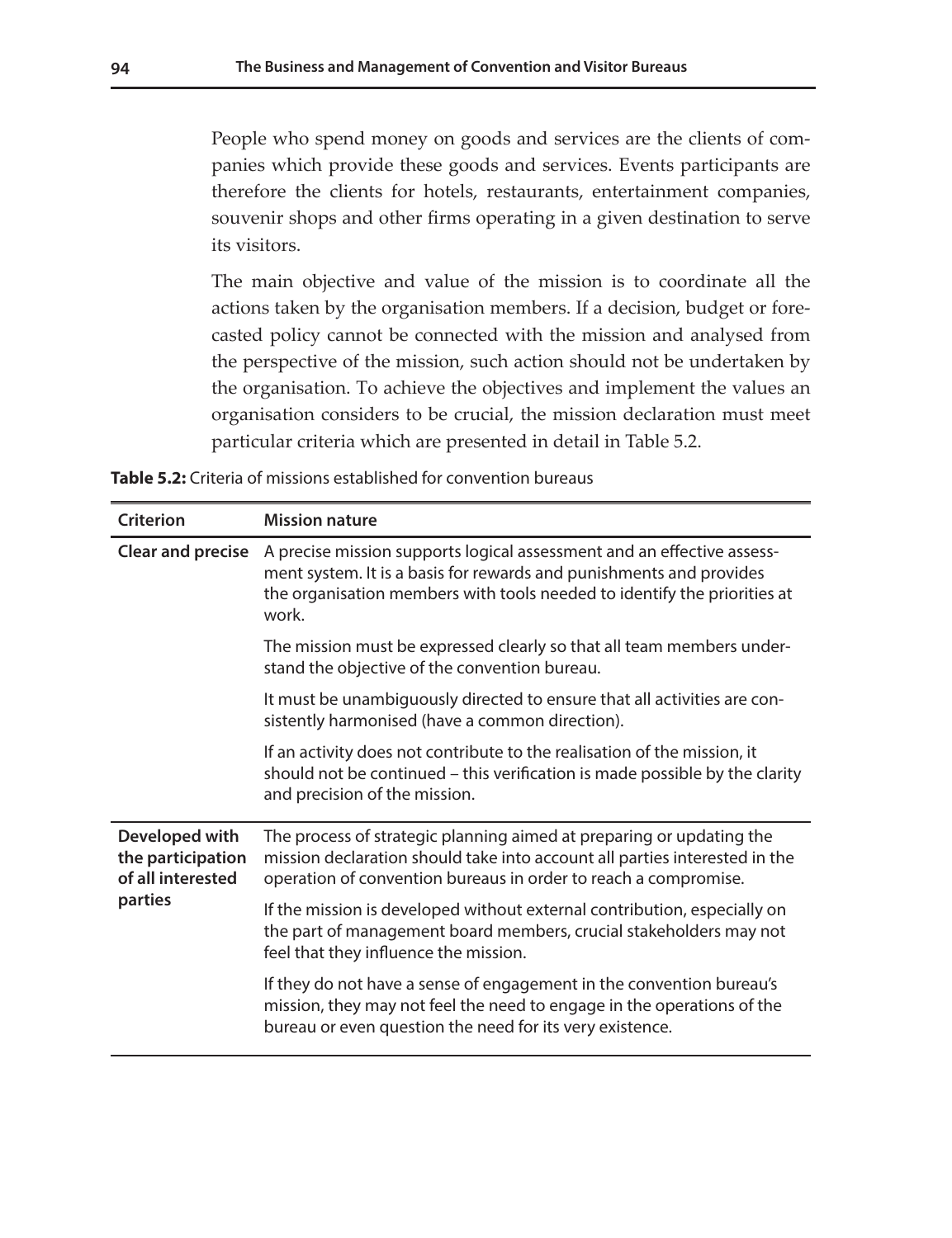People who spend money on goods and services are the clients of companies which provide these goods and services. Events participants are therefore the clients for hotels, restaurants, entertainment companies, souvenir shops and other firms operating in a given destination to serve its visitors.

The main objective and value of the mission is to coordinate all the actions taken by the organisation members. If a decision, budget or forecasted policy cannot be connected with the mission and analysed from the perspective of the mission, such action should not be undertaken by the organisation. To achieve the objectives and implement the values an organisation considers to be crucial, the mission declaration must meet particular criteria which are presented in detail in Table 5.2.

**Table 5.2:** Criteria of missions established for convention bureaus

| Criterion | Mission nature |
|---|---|
| **Clear and precise** | A precise mission supports logical assessment and an effective assessment system. It is a basis for rewards and punishments and provides the organisation members with tools needed to identify the priorities at work. |
| | The mission must be expressed clearly so that all team members understand the objective of the convention bureau. |
| | It must be unambiguously directed to ensure that all activities are consistently harmonised (have a common direction). |
| | If an activity does not contribute to the realisation of the mission, it should not be continued – this verification is made possible by the clarity and precision of the mission. |
| **Developed with the participation of all interested parties** | The process of strategic planning aimed at preparing or updating the mission declaration should take into account all parties interested in the operation of convention bureaus in order to reach a compromise. |
| | If the mission is developed without external contribution, especially on the part of management board members, crucial stakeholders may not feel that they influence the mission. |
| | If they do not have a sense of engagement in the convention bureau's mission, they may not feel the need to engage in the operations of the bureau or even question the need for its very existence. |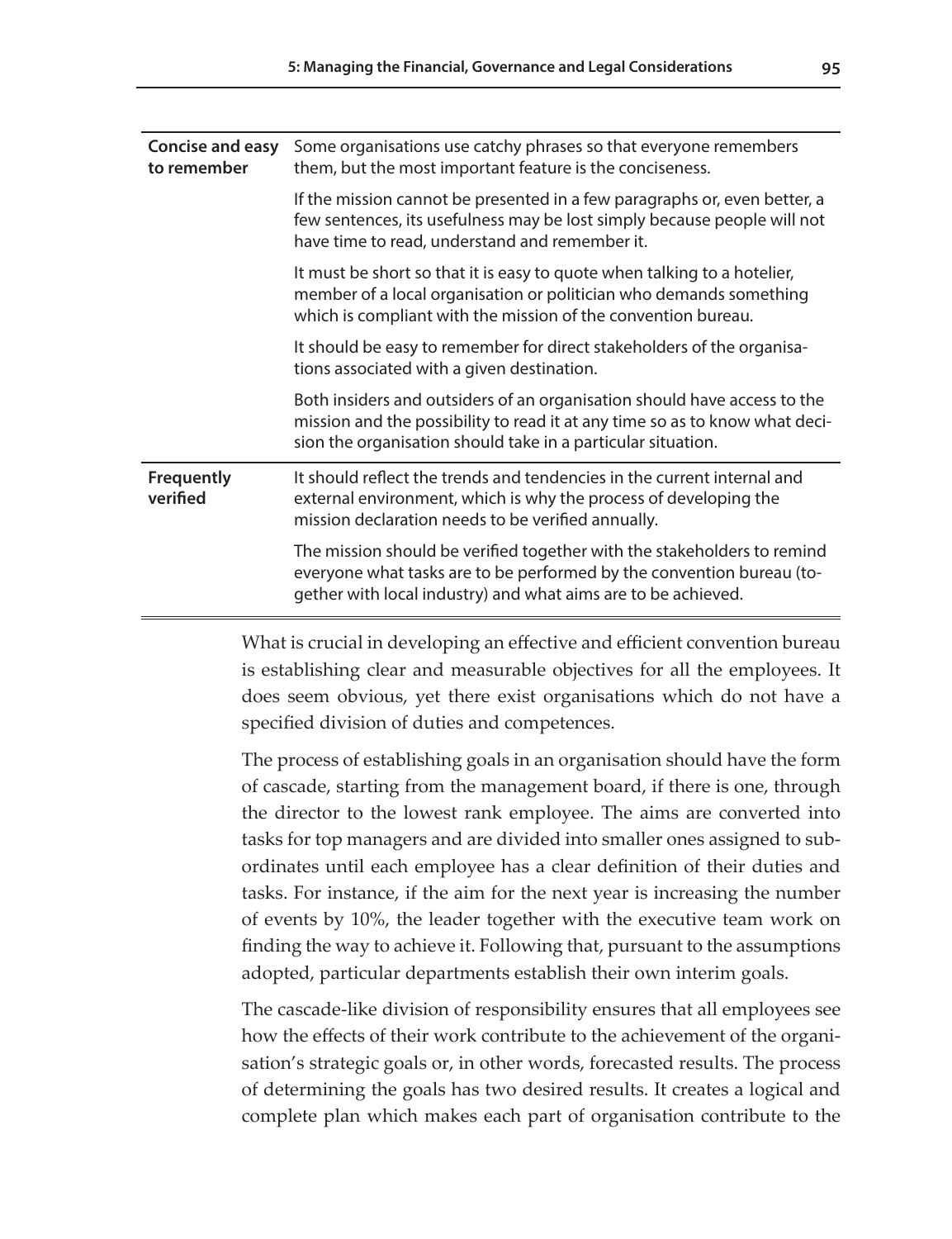| | |
|---|---|
| **Concise and easy to remember** | Some organisations use catchy phrases so that everyone remembers them, but the most important feature is the conciseness.<br><br>If the mission cannot be presented in a few paragraphs or, even better, a few sentences, its usefulness may be lost simply because people will not have time to read, understand and remember it.<br><br>It must be short so that it is easy to quote when talking to a hotelier, member of a local organisation or politician who demands something which is compliant with the mission of the convention bureau.<br><br>It should be easy to remember for direct stakeholders of the organisations associated with a given destination.<br><br>Both insiders and outsiders of an organisation should have access to the mission and the possibility to read it at any time so as to know what decision the organisation should take in a particular situation. |
| **Frequently verified** | It should reflect the trends and tendencies in the current internal and external environment, which is why the process of developing the mission declaration needs to be verified annually.<br><br>The mission should be verified together with the stakeholders to remind everyone what tasks are to be performed by the convention bureau (together with local industry) and what aims are to be achieved. |

What is crucial in developing an effective and efficient convention bureau is establishing clear and measurable objectives for all the employees. It does seem obvious, yet there exist organisations which do not have a specified division of duties and competences.

The process of establishing goals in an organisation should have the form of cascade, starting from the management board, if there is one, through the director to the lowest rank employee. The aims are converted into tasks for top managers and are divided into smaller ones assigned to subordinates until each employee has a clear definition of their duties and tasks. For instance, if the aim for the next year is increasing the number of events by 10%, the leader together with the executive team work on finding the way to achieve it. Following that, pursuant to the assumptions adopted, particular departments establish their own interim goals.

The cascade-like division of responsibility ensures that all employees see how the effects of their work contribute to the achievement of the organisation's strategic goals or, in other words, forecasted results. The process of determining the goals has two desired results. It creates a logical and complete plan which makes each part of organisation contribute to the